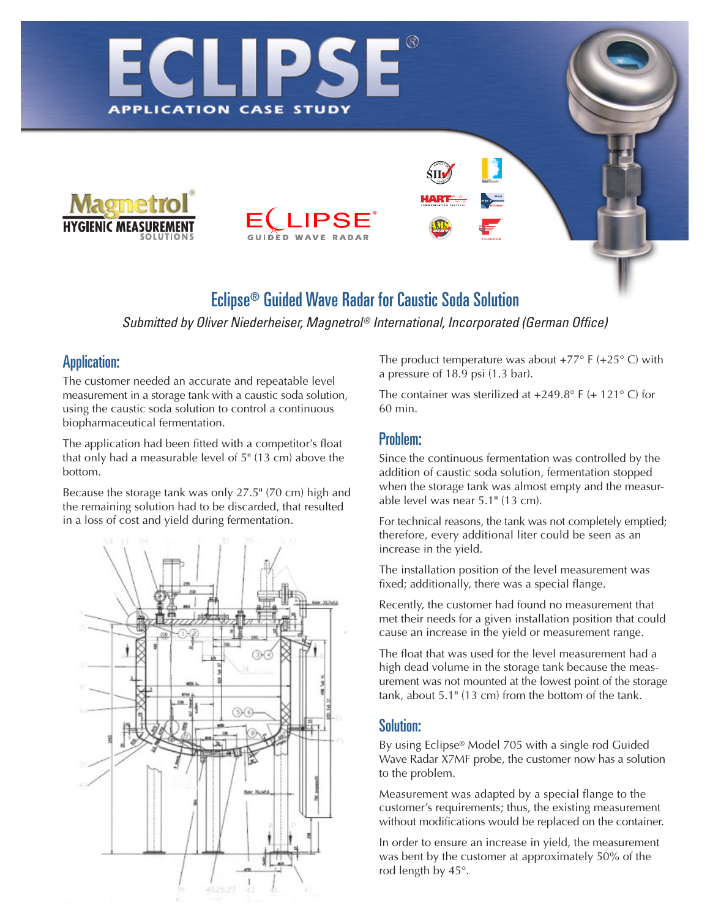# ECLIPSE®

APPLICATION CASE STUDY

Magnetrol® HYGIENIC MEASUREMENT SOLUTIONS

ECLIPSE® GUIDED WAVE RADAR

## Eclipse® Guided Wave Radar for Caustic Soda Solution

*Submitted by Oliver Niederheiser, Magnetrol® International, Incorporated (German Office)*

### Application:

The customer needed an accurate and repeatable level measurement in a storage tank with a caustic soda solution, using the caustic soda solution to control a continuous biopharmaceutical fermentation.

The application had been fitted with a competitor's float that only had a measurable level of 5" (13 cm) above the bottom.

Because the storage tank was only 27.5" (70 cm) high and the remaining solution had to be discarded, that resulted in a loss of cost and yield during fermentation.

The product temperature was about +77° F (+25° C) with a pressure of 18.9 psi (1.3 bar).

The container was sterilized at +249.8° F (+ 121° C) for 60 min.

### Problem:

Since the continuous fermentation was controlled by the addition of caustic soda solution, fermentation stopped when the storage tank was almost empty and the measurable level was near 5.1" (13 cm).

For technical reasons, the tank was not completely emptied; therefore, every additional liter could be seen as an increase in the yield.

The installation position of the level measurement was fixed; additionally, there was a special flange.

Recently, the customer had found no measurement that met their needs for a given installation position that could cause an increase in the yield or measurement range.

The float that was used for the level measurement had a high dead volume in the storage tank because the measurement was not mounted at the lowest point of the storage tank, about 5.1" (13 cm) from the bottom of the tank.

### Solution:

By using Eclipse® Model 705 with a single rod Guided Wave Radar X7MF probe, the customer now has a solution to the problem.

Measurement was adapted by a special flange to the customer's requirements; thus, the existing measurement without modifications would be replaced on the container.

In order to ensure an increase in yield, the measurement was bent by the customer at approximately 50% of the rod length by 45°.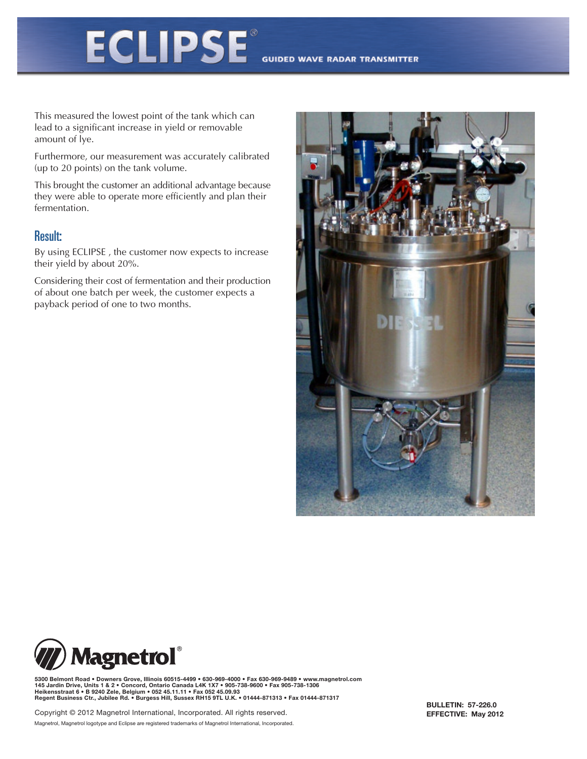This measured the lowest point of the tank which can lead to a significant increase in yield or removable amount of lye.

Furthermore, our measurement was accurately calibrated (up to 20 points) on the tank volume.

This brought the customer an additional advantage because they were able to operate more efficiently and plan their fermentation.

## Result:

By using ECLIPSE , the customer now expects to increase their yield by about 20%.

Considering their cost of fermentation and their production of about one batch per week, the customer expects a payback period of one to two months.

**Magnetrol®**

**5300 Belmont Road • Downers Grove, Illinois 60515-4499 • 630-969-4000 • Fax 630-969-9489 • www.magnetrol.com**
**145 Jardin Drive, Units 1 & 2 • Concord, Ontario Canada L4K 1X7 • 905-738-9600 • Fax 905-738-1306**
**Heikensstraat 6 • B 9240 Zele, Belgium • 052 45.11.11 • Fax 052 45.09.93**
**Regent Business Ctr., Jubilee Rd. • Burgess Hill, Sussex RH15 9TL U.K. • 01444-871313 • Fax 01444-871317**

Copyright © 2012 Magnetrol International, Incorporated. All rights reserved.

Magnetrol, Magnetrol logotype and Eclipse are registered trademarks of Magnetrol International, Incorporated.

**BULLETIN: 57-226.0**
**EFFECTIVE: May 2012**